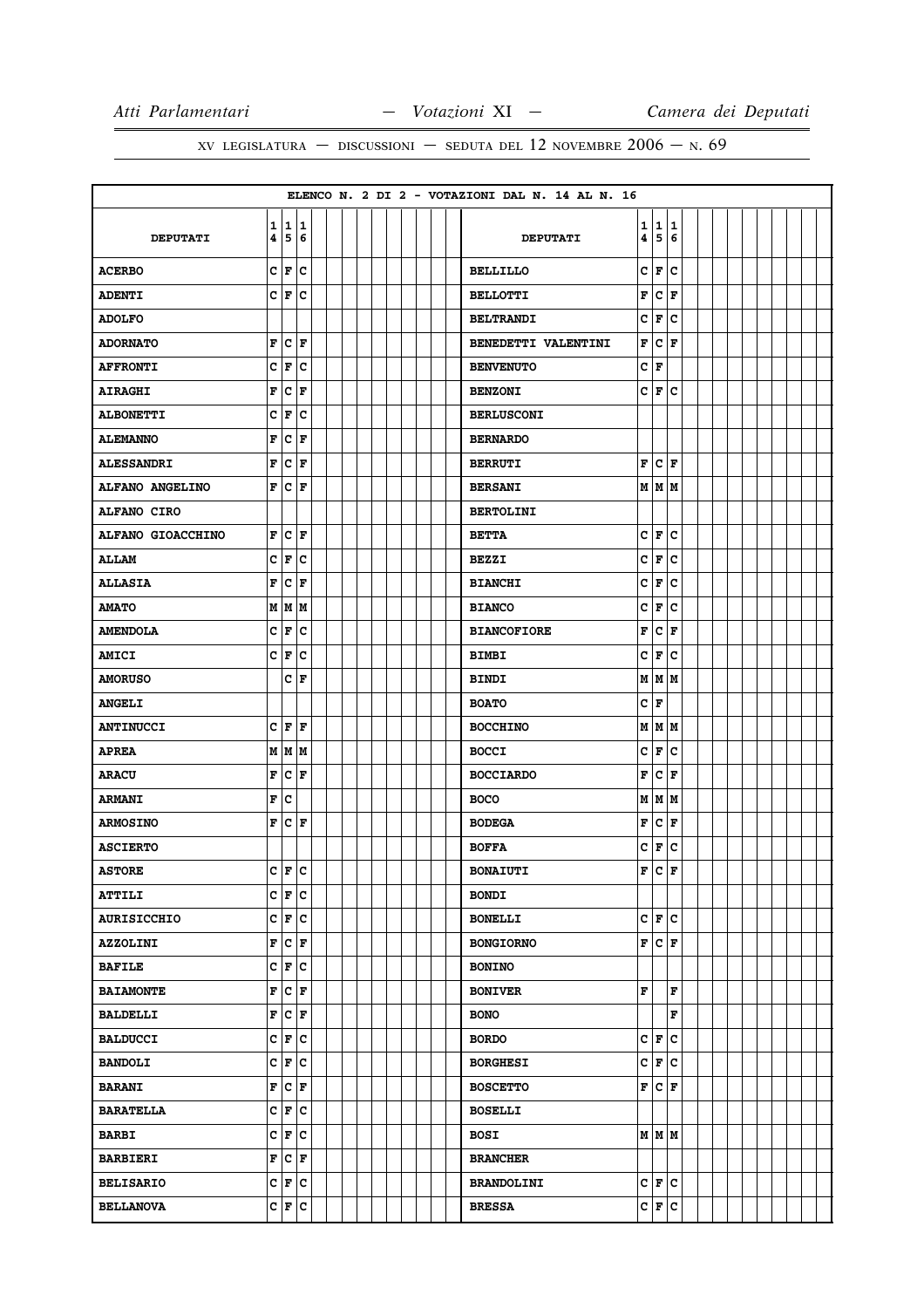XV LEGISLATURA — DISCUSSIONI — SEDUTA DEL 12 NOVEMBRE 2006 — N. 69

ELENCO N. 2 DI 2 - VOTAZIONI DAL N. 14 AL N. 16

| DEPUTATI | 14 | 15 | 16 | DEPUTATI | 14 | 15 | 16 |
|---|---|---|---|---|---|---|---|
| ACERBO | C | F | C | BELLILLO | C | F | C |
| ADENTI | C | F | C | BELLOTTI | F | C | F |
| ADOLFO | | | | BELTRANDI | C | F | C |
| ADORNATO | F | C | F | BENEDETTI VALENTINI | F | C | F |
| AFFRONTI | C | F | C | BENVENUTO | C | F | |
| AIRAGHI | F | C | F | BENZONI | C | F | C |
| ALBONETTI | C | F | C | BERLUSCONI | | | |
| ALEMANNO | F | C | F | BERNARDO | | | |
| ALESSANDRI | F | C | F | BERRUTI | F | C | F |
| ALFANO ANGELINO | F | C | F | BERSANI | M | M | M |
| ALFANO CIRO | | | | BERTOLINI | | | |
| ALFANO GIOACCHINO | F | C | F | BETTA | C | F | C |
| ALLAM | C | F | C | BEZZI | C | F | C |
| ALLASIA | F | C | F | BIANCHI | C | F | C |
| AMATO | M | M | M | BIANCO | C | F | C |
| AMENDOLA | C | F | C | BIANCOFIORE | F | C | F |
| AMICI | C | F | C | BIMBI | C | F | C |
| AMORUSO | | C | F | BINDI | M | M | M |
| ANGELI | | | | BOATO | C | F | |
| ANTINUCCI | C | F | F | BOCCHINO | M | M | M |
| APREA | M | M | M | BOCCI | C | F | C |
| ARACU | F | C | F | BOCCIARDO | F | C | F |
| ARMANI | F | C | | BOCO | M | M | M |
| ARMOSINO | F | C | F | BODEGA | F | C | F |
| ASCIERTO | | | | BOFFA | C | F | C |
| ASTORE | C | F | C | BONAIUTI | F | C | F |
| ATTILI | C | F | C | BONDI | | | |
| AURISICCHIO | C | F | C | BONELLI | C | F | C |
| AZZOLINI | F | C | F | BONGIORNO | F | C | F |
| BAFILE | C | F | C | BONINO | | | |
| BAIAMONTE | F | C | F | BONIVER | F | | F |
| BALDELLI | F | C | F | BONO | | | F |
| BALDUCCI | C | F | C | BORDO | C | F | C |
| BANDOLI | C | F | C | BORGHESI | C | F | C |
| BARANI | F | C | F | BOSCETTO | F | C | F |
| BARATELLA | C | F | C | BOSELLI | | | |
| BARBI | C | F | C | BOSI | M | M | M |
| BARBIERI | F | C | F | BRANCHER | | | |
| BELISARIO | C | F | C | BRANDOLINI | C | F | C |
| BELLANOVA | C | F | C | BRESSA | C | F | C |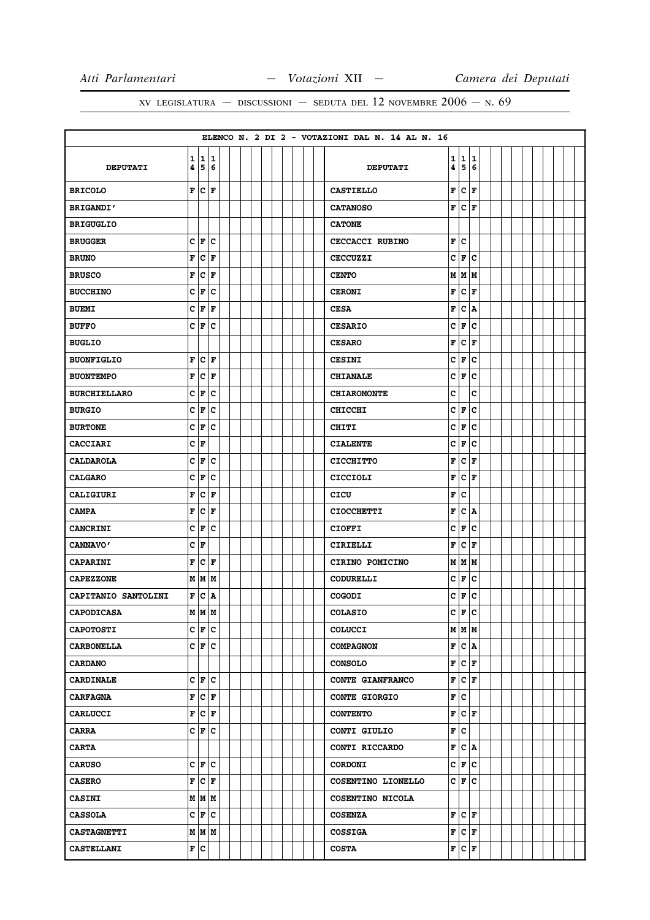XV LEGISLATURA — DISCUSSIONI — SEDUTA DEL 12 NOVEMBRE 2006 — N. 69

ELENCO N. 2 DI 2 - VOTAZIONI DAL N. 14 AL N. 16

| DEPUTATI | 14 | 15 | 16 | DEPUTATI | 14 | 15 | 16 |
|---|---|---|---|---|---|---|---|
| **BRICOLO** | F | C | F | **CASTIELLO** | F | C | F |
| **BRIGANDI'** | | | | **CATANOSO** | F | C | F |
| **BRIGUGLIO** | | | | **CATONE** | | | |
| **BRUGGER** | C | F | C | **CECCACCI RUBINO** | F | C | |
| **BRUNO** | F | C | F | **CECCUZZI** | C | F | C |
| **BRUSCO** | F | C | F | **CENTO** | M | M | M |
| **BUCCHINO** | C | F | C | **CERONI** | F | C | F |
| **BUEMI** | C | F | F | **CESA** | F | C | A |
| **BUFFO** | C | F | C | **CESARIO** | C | F | C |
| **BUGLIO** | | | | **CESARO** | F | C | F |
| **BUONFIGLIO** | F | C | F | **CESINI** | C | F | C |
| **BUONTEMPO** | F | C | F | **CHIANALE** | C | F | C |
| **BURCHIELLARO** | C | F | C | **CHIAROMONTE** | C | | C |
| **BURGIO** | C | F | C | **CHICCHI** | C | F | C |
| **BURTONE** | C | F | C | **CHITI** | C | F | C |
| **CACCIARI** | C | F | | **CIALENTE** | C | F | C |
| **CALDAROLA** | C | F | C | **CICCHITTO** | F | C | F |
| **CALGARO** | C | F | C | **CICCIOLI** | F | C | F |
| **CALIGIURI** | F | C | F | **CICU** | F | C | |
| **CAMPA** | F | C | F | **CIOCCHETTI** | F | C | A |
| **CANCRINI** | C | F | C | **CIOFFI** | C | F | C |
| **CANNAVO'** | C | F | | **CIRIELLI** | F | C | F |
| **CAPARINI** | F | C | F | **CIRINO POMICINO** | M | M | M |
| **CAPEZZONE** | M | M | M | **CODURELLI** | C | F | C |
| **CAPITANIO SANTOLINI** | F | C | A | **COGODI** | C | F | C |
| **CAPODICASA** | M | M | M | **COLASIO** | C | F | C |
| **CAPOTOSTI** | C | F | C | **COLUCCI** | M | M | M |
| **CARBONELLA** | C | F | C | **COMPAGNON** | F | C | A |
| **CARDANO** | | | | **CONSOLO** | F | C | F |
| **CARDINALE** | C | F | C | **CONTE GIANFRANCO** | F | C | F |
| **CARFAGNA** | F | C | F | **CONTE GIORGIO** | F | C | |
| **CARLUCCI** | F | C | F | **CONTENTO** | F | C | F |
| **CARRA** | C | F | C | **CONTI GIULIO** | F | C | |
| **CARTA** | | | | **CONTI RICCARDO** | F | C | A |
| **CARUSO** | C | F | C | **CORDONI** | C | F | C |
| **CASERO** | F | C | F | **COSENTINO LIONELLO** | C | F | C |
| **CASINI** | M | M | M | **COSENTINO NICOLA** | | | |
| **CASSOLA** | C | F | C | **COSENZA** | F | C | F |
| **CASTAGNETTI** | M | M | M | **COSSIGA** | F | C | F |
| **CASTELLANI** | F | C | | **COSTA** | F | C | F |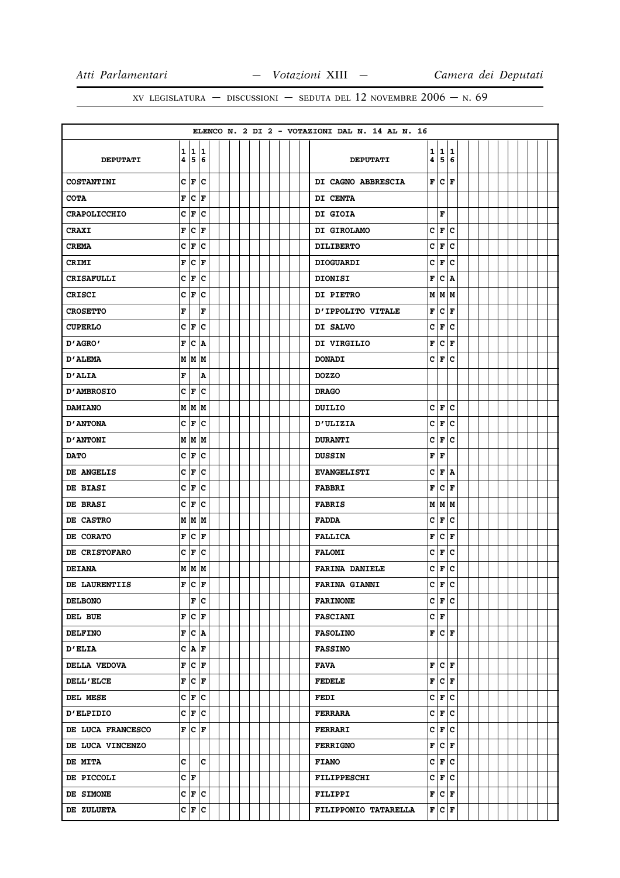ELENCO N. 2 DI 2 - VOTAZIONI DAL N. 14 AL N. 16

| DEPUTATI | 14 | 15 | 16 | DEPUTATI | 14 | 15 | 16 |
|---|---|---|---|---|---|---|---|
| COSTANTINI | C | F | C | DI CAGNO ABBRESCIA | F | C | F |
| COTA | F | C | F | DI CENTA | | | |
| CRAPOLICCHIO | C | F | C | DI GIOIA | | F | |
| CRAXI | F | C | F | DI GIROLAMO | C | F | C |
| CREMA | C | F | C | DILIBERTO | C | F | C |
| CRIMI | F | C | F | DIOGUARDI | C | F | C |
| CRISAFULLI | C | F | C | DIONISI | F | C | A |
| CRISCI | C | F | C | DI PIETRO | M | M | M |
| CROSETTO | F | | F | D'IPPOLITO VITALE | F | C | F |
| CUPERLO | C | F | C | DI SALVO | C | F | C |
| D'AGRO' | F | C | A | DI VIRGILIO | F | C | F |
| D'ALEMA | M | M | M | DONADI | C | F | C |
| D'ALIA | F | | A | DOZZO | | | |
| D'AMBROSIO | C | F | C | DRAGO | | | |
| DAMIANO | M | M | M | DUILIO | C | F | C |
| D'ANTONA | C | F | C | D'ULIZIA | C | F | C |
| D'ANTONI | M | M | M | DURANTI | C | F | C |
| DATO | C | F | C | DUSSIN | F | F | |
| DE ANGELIS | C | F | C | EVANGELISTI | C | F | A |
| DE BIASI | C | F | C | FABBRI | F | C | F |
| DE BRASI | C | F | C | FABRIS | M | M | M |
| DE CASTRO | M | M | M | FADDA | C | F | C |
| DE CORATO | F | C | F | FALLICA | F | C | F |
| DE CRISTOFARO | C | F | C | FALOMI | C | F | C |
| DEIANA | M | M | M | FARINA DANIELE | C | F | C |
| DE LAURENTIIS | F | C | F | FARINA GIANNI | C | F | C |
| DELBONO | | F | C | FARINONE | C | F | C |
| DEL BUE | F | C | F | FASCIANI | C | F | |
| DELFINO | F | C | A | FASOLINO | F | C | F |
| D'ELIA | C | A | F | FASSINO | | | |
| DELLA VEDOVA | F | C | F | FAVA | F | C | F |
| DELL'ELCE | F | C | F | FEDELE | F | C | F |
| DEL MESE | C | F | C | FEDI | C | F | C |
| D'ELPIDIO | C | F | C | FERRARA | C | F | C |
| DE LUCA FRANCESCO | F | C | F | FERRARI | C | F | C |
| DE LUCA VINCENZO | | | | FERRIGNO | F | C | F |
| DE MITA | C | | C | FIANO | C | F | C |
| DE PICCOLI | C | F | | FILIPPESCHI | C | F | C |
| DE SIMONE | C | F | C | FILIPPI | F | C | F |
| DE ZULUETA | C | F | C | FILIPPONIO TATARELLA | F | C | F |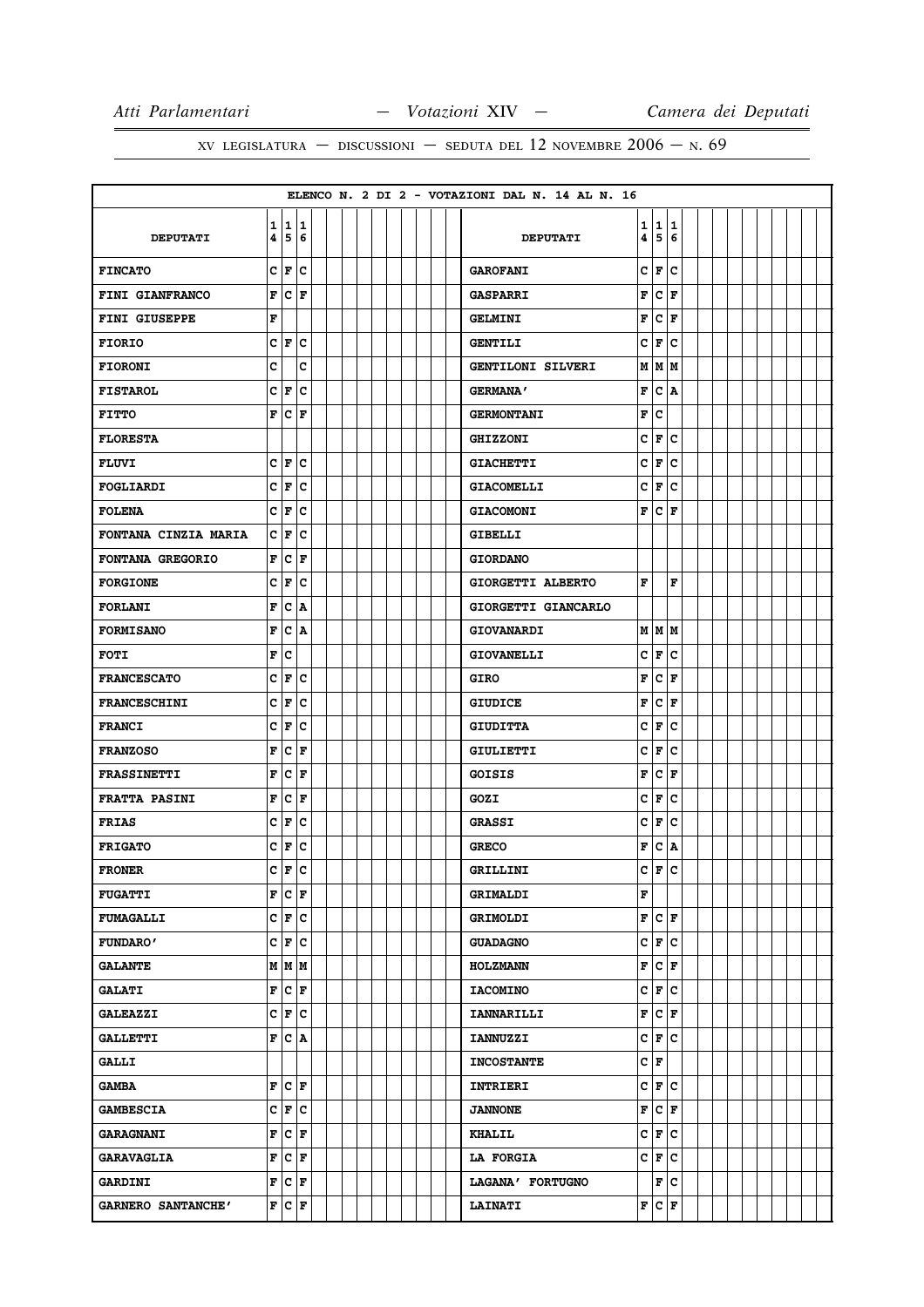ELENCO N. 2 DI 2 - VOTAZIONI DAL N. 14 AL N. 16

| DEPUTATI | 14 | 15 | 16 | DEPUTATI | 14 | 15 | 16 |
|---|---|---|---|---|---|---|---|
| FINCATO | C | F | C | GAROFANI | C | F | C |
| FINI GIANFRANCO | F | C | F | GASPARRI | F | C | F |
| FINI GIUSEPPE | F | | | GELMINI | F | C | F |
| FIORIO | C | F | C | GENTILI | C | F | C |
| FIORONI | C | | C | GENTILONI SILVERI | M | M | M |
| FISTAROL | C | F | C | GERMANA' | F | C | A |
| FITTO | F | C | F | GERMONTANI | F | C | |
| FLORESTA | | | | GHIZZONI | C | F | C |
| FLUVI | C | F | C | GIACHETTI | C | F | C |
| FOGLIARDI | C | F | C | GIACOMELLI | C | F | C |
| FOLENA | C | F | C | GIACOMONI | F | C | F |
| FONTANA CINZIA MARIA | C | F | C | GIBELLI | | | |
| FONTANA GREGORIO | F | C | F | GIORDANO | | | |
| FORGIONE | C | F | C | GIORGETTI ALBERTO | F | | F |
| FORLANI | F | C | A | GIORGETTI GIANCARLO | | | |
| FORMISANO | F | C | A | GIOVANARDI | M | M | M |
| FOTI | F | C | | GIOVANELLI | C | F | C |
| FRANCESCATO | C | F | C | GIRO | F | C | F |
| FRANCESCHINI | C | F | C | GIUDICE | F | C | F |
| FRANCI | C | F | C | GIUDITTA | C | F | C |
| FRANZOSO | F | C | F | GIULIETTI | C | F | C |
| FRASSINETTI | F | C | F | GOISIS | F | C | F |
| FRATTA PASINI | F | C | F | GOZI | C | F | C |
| FRIAS | C | F | C | GRASSI | C | F | C |
| FRIGATO | C | F | C | GRECO | F | C | A |
| FRONER | C | F | C | GRILLINI | C | F | C |
| FUGATTI | F | C | F | GRIMALDI | F | | |
| FUMAGALLI | C | F | C | GRIMOLDI | F | C | F |
| FUNDARO' | C | F | C | GUADAGNO | C | F | C |
| GALANTE | M | M | M | HOLZMANN | F | C | F |
| GALATI | F | C | F | IACOMINO | C | F | C |
| GALEAZZI | C | F | C | IANNARILLI | F | C | F |
| GALLETTI | F | C | A | IANNUZZI | C | F | C |
| GALLI | | | | INCOSTANTE | C | F | |
| GAMBA | F | C | F | INTRIERI | C | F | C |
| GAMBESCIA | C | F | C | JANNONE | F | C | F |
| GARAGNANI | F | C | F | KHALIL | C | F | C |
| GARAVAGLIA | F | C | F | LA FORGIA | C | F | C |
| GARDINI | F | C | F | LAGANA' FORTUGNO | | F | C |
| GARNERO SANTANCHE' | F | C | F | LAINATI | F | C | F |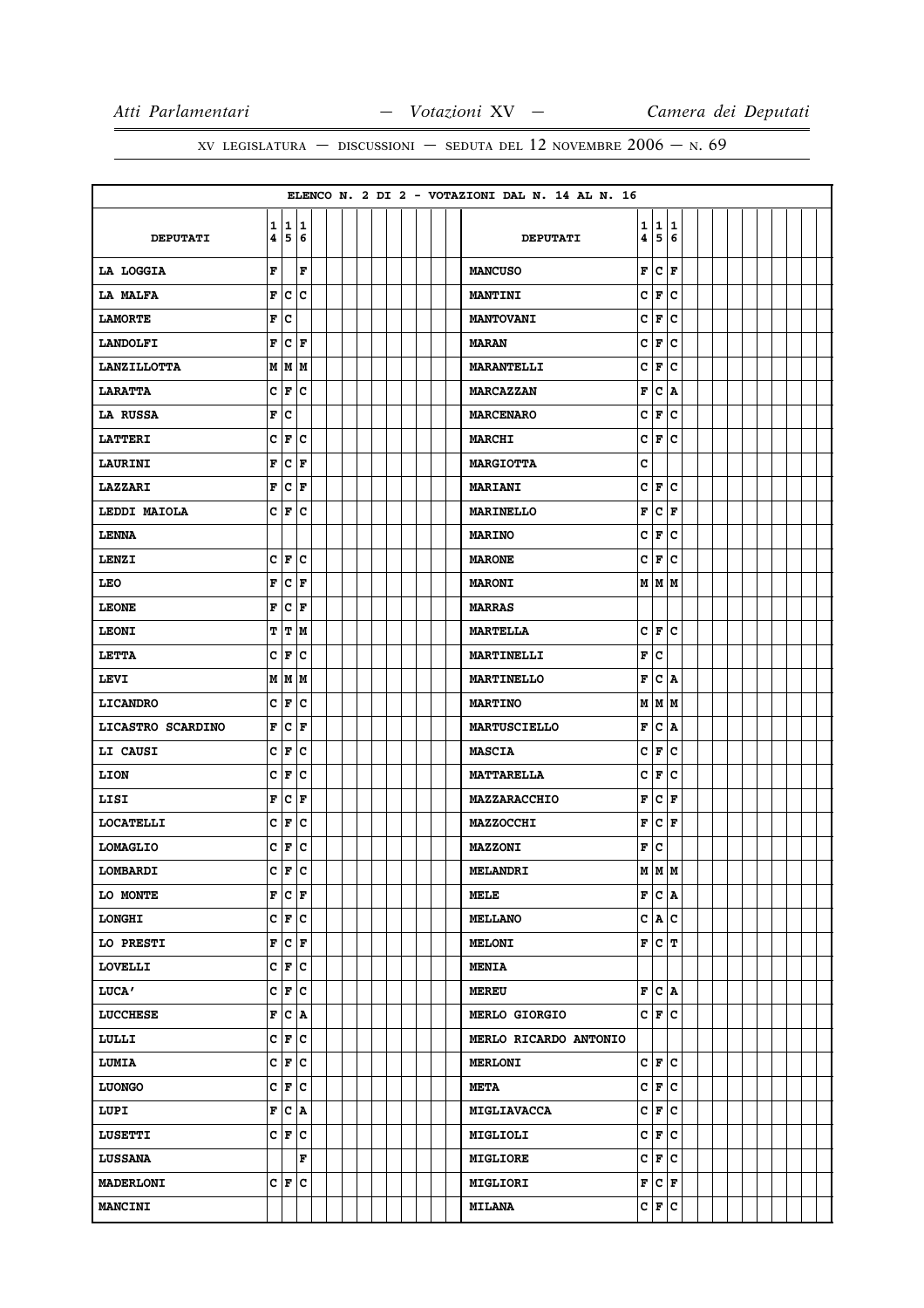XV LEGISLATURA — DISCUSSIONI — SEDUTA DEL 12 NOVEMBRE 2006 — N. 69

ELENCO N. 2 DI 2 - VOTAZIONI DAL N. 14 AL N. 16

| DEPUTATI | 14 | 15 | 16 |
|---|---|---|---|
| LA LOGGIA | F | | F |
| LA MALFA | F | C | C |
| LAMORTE | F | C | |
| LANDOLFI | F | C | F |
| LANZILLOTTA | M | M | M |
| LARATTA | C | F | C |
| LA RUSSA | F | C | |
| LATTERI | C | F | C |
| LAURINI | F | C | F |
| LAZZARI | F | C | F |
| LEDDI MAIOLA | C | F | C |
| LENNA | | | |
| LENZI | C | F | C |
| LEO | F | C | F |
| LEONE | F | C | F |
| LEONI | T | T | M |
| LETTA | C | F | C |
| LEVI | M | M | M |
| LICANDRO | C | F | C |
| LICASTRO SCARDINO | F | C | F |
| LI CAUSI | C | F | C |
| LION | C | F | C |
| LISI | F | C | F |
| LOCATELLI | C | F | C |
| LOMAGLIO | C | F | C |
| LOMBARDI | C | F | C |
| LO MONTE | F | C | F |
| LONGHI | C | F | C |
| LO PRESTI | F | C | F |
| LOVELLI | C | F | C |
| LUCA' | C | F | C |
| LUCCHESE | F | C | A |
| LULLI | C | F | C |
| LUMIA | C | F | C |
| LUONGO | C | F | C |
| LUPI | F | C | A |
| LUSETTI | C | F | C |
| LUSSANA | | | F |
| MADERLONI | C | F | C |
| MANCINI | | | |
| MANCUSO | F | C | F |
| MANTINI | C | F | C |
| MANTOVANI | C | F | C |
| MARAN | C | F | C |
| MARANTELLI | C | F | C |
| MARCAZZAN | F | C | A |
| MARCENARO | C | F | C |
| MARCHI | C | F | C |
| MARGIOTTA | C | | |
| MARIANI | C | F | C |
| MARINELLO | F | C | F |
| MARINO | C | F | C |
| MARONE | C | F | C |
| MARONI | M | M | M |
| MARRAS | | | |
| MARTELLA | C | F | C |
| MARTINELLI | F | C | |
| MARTINELLO | F | C | A |
| MARTINO | M | M | M |
| MARTUSCIELLO | F | C | A |
| MASCIA | C | F | C |
| MATTARELLA | C | F | C |
| MAZZARACCHIO | F | C | F |
| MAZZOCCHI | F | C | F |
| MAZZONI | F | C | |
| MELANDRI | M | M | M |
| MELE | F | C | A |
| MELLANO | C | A | C |
| MELONI | F | C | T |
| MENIA | | | |
| MEREU | F | C | A |
| MERLO GIORGIO | C | F | C |
| MERLO RICARDO ANTONIO | | | |
| MERLONI | C | F | C |
| META | C | F | C |
| MIGLIAVACCA | C | F | C |
| MIGLIOLI | C | F | C |
| MIGLIORE | C | F | C |
| MIGLIORI | F | C | F |
| MILANA | C | F | C |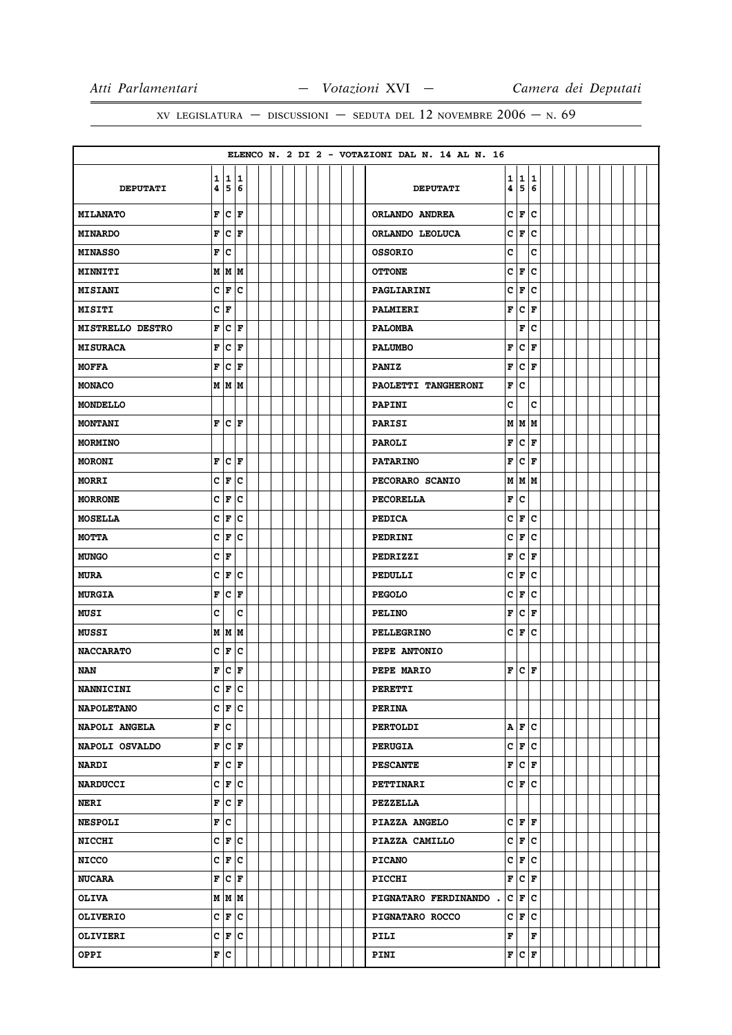XV LEGISLATURA — DISCUSSIONI — SEDUTA DEL 12 NOVEMBRE 2006 — N. 69

ELENCO N. 2 DI 2 - VOTAZIONI DAL N. 14 AL N. 16

| DEPUTATI | 14 | 15 | 16 | DEPUTATI | 14 | 15 | 16 |
|---|---|---|---|---|---|---|---|
| MILANATO | F | C | F | ORLANDO ANDREA | C | F | C |
| MINARDO | F | C | F | ORLANDO LEOLUCA | C | F | C |
| MINASSO | F | C | | OSSORIO | C | | C |
| MINNITI | M | M | M | OTTONE | C | F | C |
| MISIANI | C | F | C | PAGLIARINI | C | F | C |
| MISITI | C | F | | PALMIERI | F | C | F |
| MISTRELLO DESTRO | F | C | F | PALOMBA | | F | C |
| MISURACA | F | C | F | PALUMBO | F | C | F |
| MOFFA | F | C | F | PANIZ | F | C | F |
| MONACO | M | M | M | PAOLETTI TANGHERONI | F | C | |
| MONDELLO | | | | PAPINI | C | | C |
| MONTANI | F | C | F | PARISI | M | M | M |
| MORMINO | | | | PAROLI | F | C | F |
| MORONI | F | C | F | PATARINO | F | C | F |
| MORRI | C | F | C | PECORARO SCANIO | M | M | M |
| MORRONE | C | F | C | PECORELLA | F | C | |
| MOSELLA | C | F | C | PEDICA | C | F | C |
| MOTTA | C | F | C | PEDRINI | C | F | C |
| MUNGO | C | F | | PEDRIZZI | F | C | F |
| MURA | C | F | C | PEDULLI | C | F | C |
| MURGIA | F | C | F | PEGOLO | C | F | C |
| MUSI | C | | C | PELINO | F | C | F |
| MUSSI | M | M | M | PELLEGRINO | C | F | C |
| NACCARATO | C | F | C | PEPE ANTONIO | | | |
| NAN | F | C | F | PEPE MARIO | F | C | F |
| NANNICINI | C | F | C | PERETTI | | | |
| NAPOLETANO | C | F | C | PERINA | | | |
| NAPOLI ANGELA | F | C | | PERTOLDI | A | F | C |
| NAPOLI OSVALDO | F | C | F | PERUGIA | C | F | C |
| NARDI | F | C | F | PESCANTE | F | C | F |
| NARDUCCI | C | F | C | PETTINARI | C | F | C |
| NERI | F | C | F | PEZZELLA | | | |
| NESPOLI | F | C | | PIAZZA ANGELO | C | F | F |
| NICCHI | C | F | C | PIAZZA CAMILLO | C | F | C |
| NICCO | C | F | C | PICANO | C | F | C |
| NUCARA | F | C | F | PICCHI | F | C | F |
| OLIVA | M | M | M | PIGNATARO FERDINANDO . | C | F | C |
| OLIVERIO | C | F | C | PIGNATARO ROCCO | C | F | C |
| OLIVIERI | C | F | C | PILI | F | | F |
| OPPI | F | C | | PINI | F | C | F |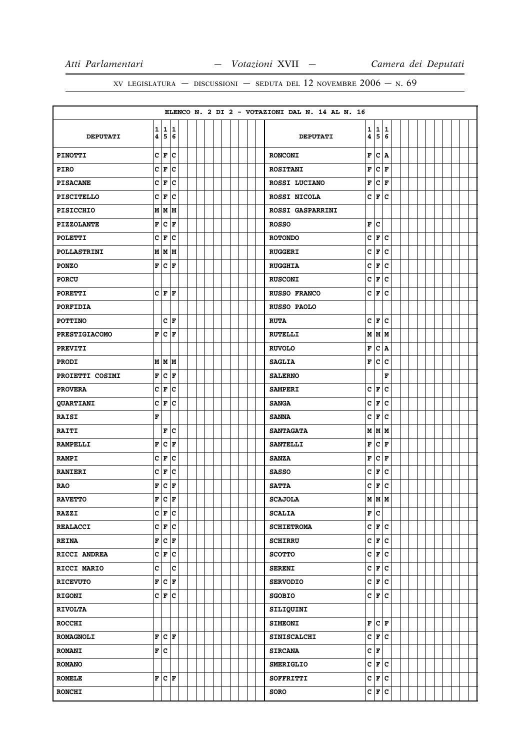XV LEGISLATURA — DISCUSSIONI — SEDUTA DEL 12 NOVEMBRE 2006 — N. 69

ELENCO N. 2 DI 2 - VOTAZIONI DAL N. 14 AL N. 16

| DEPUTATI | 14 | 15 | 16 | DEPUTATI | 14 | 15 | 16 |
|---|---|---|---|---|---|---|---|
| PINOTTI | C | F | C | RONCONI | F | C | A |
| PIRO | C | F | C | ROSITANI | F | C | F |
| PISACANE | C | F | C | ROSSI LUCIANO | F | C | F |
| PISCITELLO | C | F | C | ROSSI NICOLA | C | F | C |
| PISICCHIO | M | M | M | ROSSI GASPARRINI | | | |
| PIZZOLANTE | F | C | F | ROSSO | F | C | |
| POLETTI | C | F | C | ROTONDO | C | F | C |
| POLLASTRINI | M | M | M | RUGGERI | C | F | C |
| PONZO | F | C | F | RUGGHIA | C | F | C |
| PORCU | | | | RUSCONI | C | F | C |
| PORETTI | C | F | F | RUSSO FRANCO | C | F | C |
| PORFIDIA | | | | RUSSO PAOLO | | | |
| POTTINO | | C | F | RUTA | C | F | C |
| PRESTIGIACOMO | F | C | F | RUTELLI | M | M | M |
| PREVITI | | | | RUVOLO | F | C | A |
| PRODI | M | M | M | SAGLIA | F | C | C |
| PROIETTI COSIMI | F | C | F | SALERNO | | | F |
| PROVERA | C | F | C | SAMPERI | C | F | C |
| QUARTIANI | C | F | C | SANGA | C | F | C |
| RAISI | F | | | SANNA | C | F | C |
| RAITI | | F | C | SANTAGATA | M | M | M |
| RAMPELLI | F | C | F | SANTELLI | F | C | F |
| RAMPI | C | F | C | SANZA | F | C | F |
| RANIERI | C | F | C | SASSO | C | F | C |
| RAO | F | C | F | SATTA | C | F | C |
| RAVETTO | F | C | F | SCAJOLA | M | M | M |
| RAZZI | C | F | C | SCALIA | F | C | |
| REALACCI | C | F | C | SCHIETROMA | C | F | C |
| REINA | F | C | F | SCHIRRU | C | F | C |
| RICCI ANDREA | C | F | C | SCOTTO | C | F | C |
| RICCI MARIO | C | | C | SERENI | C | F | C |
| RICEVUTO | F | C | F | SERVODIO | C | F | C |
| RIGONI | C | F | C | SGOBIO | C | F | C |
| RIVOLTA | | | | SILIQUINI | | | |
| ROCCHI | | | | SIMEONI | F | C | F |
| ROMAGNOLI | F | C | F | SINISCALCHI | C | F | C |
| ROMANI | F | C | | SIRCANA | C | F | |
| ROMANO | | | | SMERIGLIO | C | F | C |
| ROMELE | F | C | F | SOFFRITTI | C | F | C |
| RONCHI | | | | SORO | C | F | C |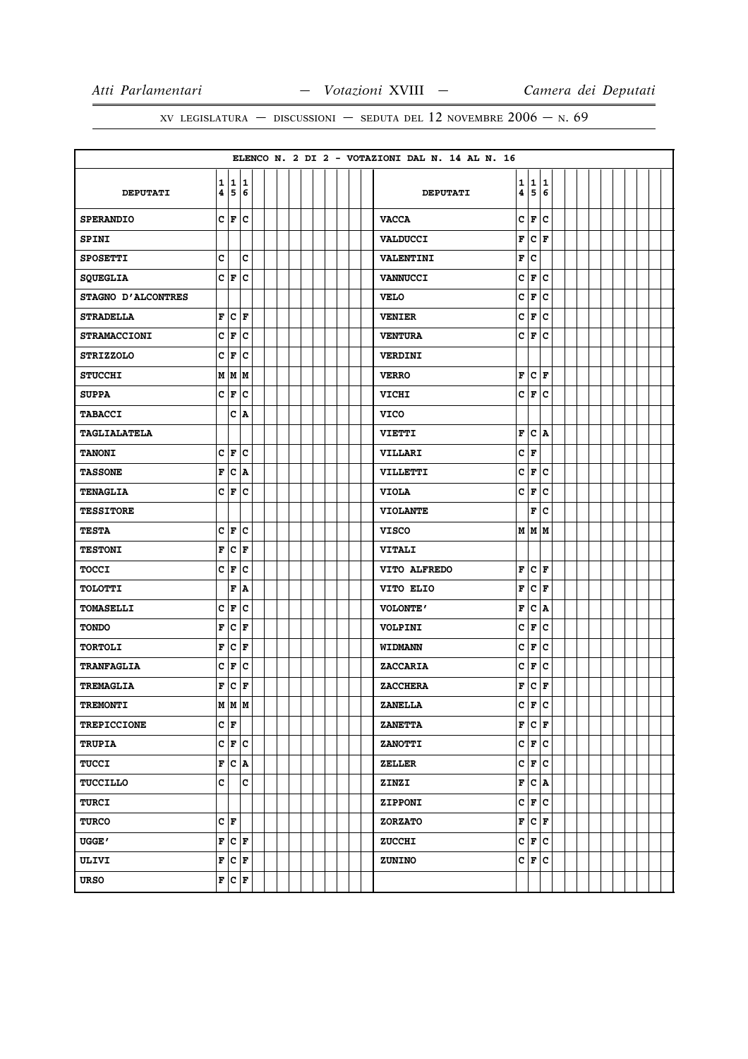XV LEGISLATURA — DISCUSSIONI — SEDUTA DEL 12 NOVEMBRE 2006 — N. 69

ELENCO N. 2 DI 2 - VOTAZIONI DAL N. 14 AL N. 16

| DEPUTATI | 14 | 15 | 16 | DEPUTATI | 14 | 15 | 16 |
|---|---|---|---|---|---|---|---|
| SPERANDIO | C | F | C | VACCA | C | F | C |
| SPINI | | | | VALDUCCI | F | C | F |
| SPOSETTI | C | | C | VALENTINI | F | C | |
| SQUEGLIA | C | F | C | VANNUCCI | C | F | C |
| STAGNO D'ALCONTRES | | | | VELO | C | F | C |
| STRADELLA | F | C | F | VENIER | C | F | C |
| STRAMACCIONI | C | F | C | VENTURA | C | F | C |
| STRIZZOLO | C | F | C | VERDINI | | | |
| STUCCHI | M | M | M | VERRO | F | C | F |
| SUPPA | C | F | C | VICHI | C | F | C |
| TABACCI | | C | A | VICO | | | |
| TAGLIALATELA | | | | VIETTI | F | C | A |
| TANONI | C | F | C | VILLARI | C | F | |
| TASSONE | F | C | A | VILLETTI | C | F | C |
| TENAGLIA | C | F | C | VIOLA | C | F | C |
| TESSITORE | | | | VIOLANTE | | F | C |
| TESTA | C | F | C | VISCO | M | M | M |
| TESTONI | F | C | F | VITALI | | | |
| TOCCI | C | F | C | VITO ALFREDO | F | C | F |
| TOLOTTI | | F | A | VITO ELIO | F | C | F |
| TOMASELLI | C | F | C | VOLONTE' | F | C | A |
| TONDO | F | C | F | VOLPINI | C | F | C |
| TORTOLI | F | C | F | WIDMANN | C | F | C |
| TRANFAGLIA | C | F | C | ZACCARIA | C | F | C |
| TREMAGLIA | F | C | F | ZACCHERA | F | C | F |
| TREMONTI | M | M | M | ZANELLA | C | F | C |
| TREPICCIONE | C | F | | ZANETTA | F | C | F |
| TRUPIA | C | F | C | ZANOTTI | C | F | C |
| TUCCI | F | C | A | ZELLER | C | F | C |
| TUCCILLO | C | | C | ZINZI | F | C | A |
| TURCI | | | | ZIPPONI | C | F | C |
| TURCO | C | F | | ZORZATO | F | C | F |
| UGGE' | F | C | F | ZUCCHI | C | F | C |
| ULIVI | F | C | F | ZUNINO | C | F | C |
| URSO | F | C | F | | | | |